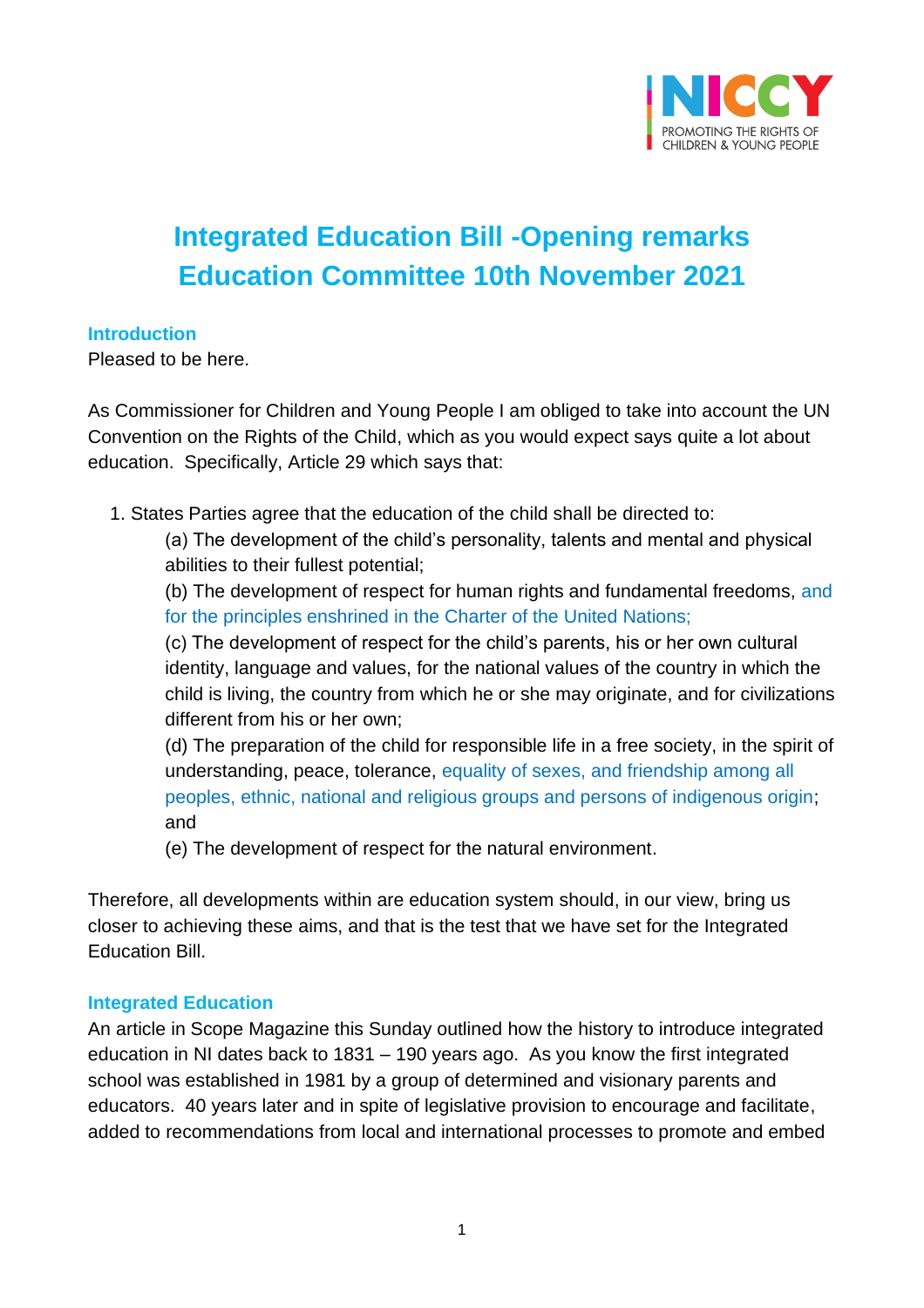# Integrated Education Bill -Opening remarks Education Committee 10th November 2021

## Introduction

Pleased to be here.

As Commissioner for Children and Young People I am obliged to take into account the UN Convention on the Rights of the Child, which as you would expect says quite a lot about education. Specifically, Article 29 which says that:

1. States Parties agree that the education of the child shall be directed to:
   (a) The development of the child's personality, talents and mental and physical abilities to their fullest potential;
   (b) The development of respect for human rights and fundamental freedoms, and for the principles enshrined in the Charter of the United Nations;
   (c) The development of respect for the child's parents, his or her own cultural identity, language and values, for the national values of the country in which the child is living, the country from which he or she may originate, and for civilizations different from his or her own;
   (d) The preparation of the child for responsible life in a free society, in the spirit of understanding, peace, tolerance, equality of sexes, and friendship among all peoples, ethnic, national and religious groups and persons of indigenous origin; and
   (e) The development of respect for the natural environment.

Therefore, all developments within are education system should, in our view, bring us closer to achieving these aims, and that is the test that we have set for the Integrated Education Bill.

## Integrated Education

An article in Scope Magazine this Sunday outlined how the history to introduce integrated education in NI dates back to 1831 – 190 years ago. As you know the first integrated school was established in 1981 by a group of determined and visionary parents and educators. 40 years later and in spite of legislative provision to encourage and facilitate, added to recommendations from local and international processes to promote and embed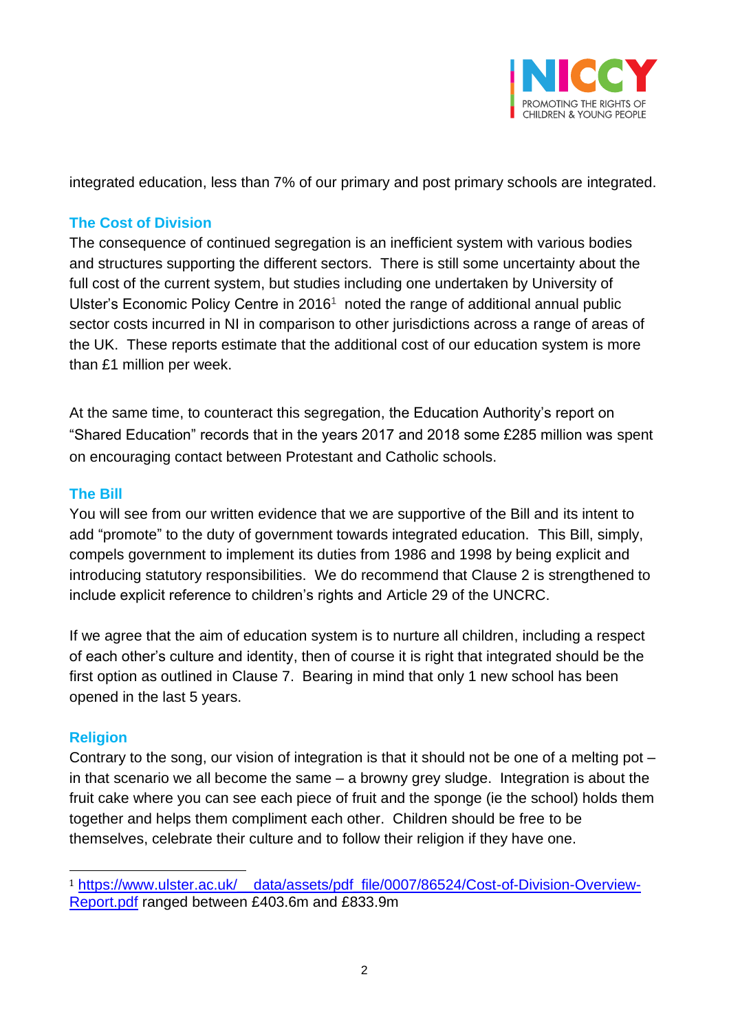integrated education, less than 7% of our primary and post primary schools are integrated.

## The Cost of Division

The consequence of continued segregation is an inefficient system with various bodies and structures supporting the different sectors. There is still some uncertainty about the full cost of the current system, but studies including one undertaken by University of Ulster's Economic Policy Centre in 2016[1] noted the range of additional annual public sector costs incurred in NI in comparison to other jurisdictions across a range of areas of the UK. These reports estimate that the additional cost of our education system is more than £1 million per week.

At the same time, to counteract this segregation, the Education Authority's report on "Shared Education" records that in the years 2017 and 2018 some £285 million was spent on encouraging contact between Protestant and Catholic schools.

## The Bill

You will see from our written evidence that we are supportive of the Bill and its intent to add "promote" to the duty of government towards integrated education. This Bill, simply, compels government to implement its duties from 1986 and 1998 by being explicit and introducing statutory responsibilities. We do recommend that Clause 2 is strengthened to include explicit reference to children's rights and Article 29 of the UNCRC.

If we agree that the aim of education system is to nurture all children, including a respect of each other's culture and identity, then of course it is right that integrated should be the first option as outlined in Clause 7. Bearing in mind that only 1 new school has been opened in the last 5 years.

## Religion

Contrary to the song, our vision of integration is that it should not be one of a melting pot – in that scenario we all become the same – a browny grey sludge. Integration is about the fruit cake where you can see each piece of fruit and the sponge (ie the school) holds them together and helps them compliment each other. Children should be free to be themselves, celebrate their culture and to follow their religion if they have one.

---

[1] https://www.ulster.ac.uk/__data/assets/pdf_file/0007/86524/Cost-of-Division-Overview-Report.pdf ranged between £403.6m and £833.9m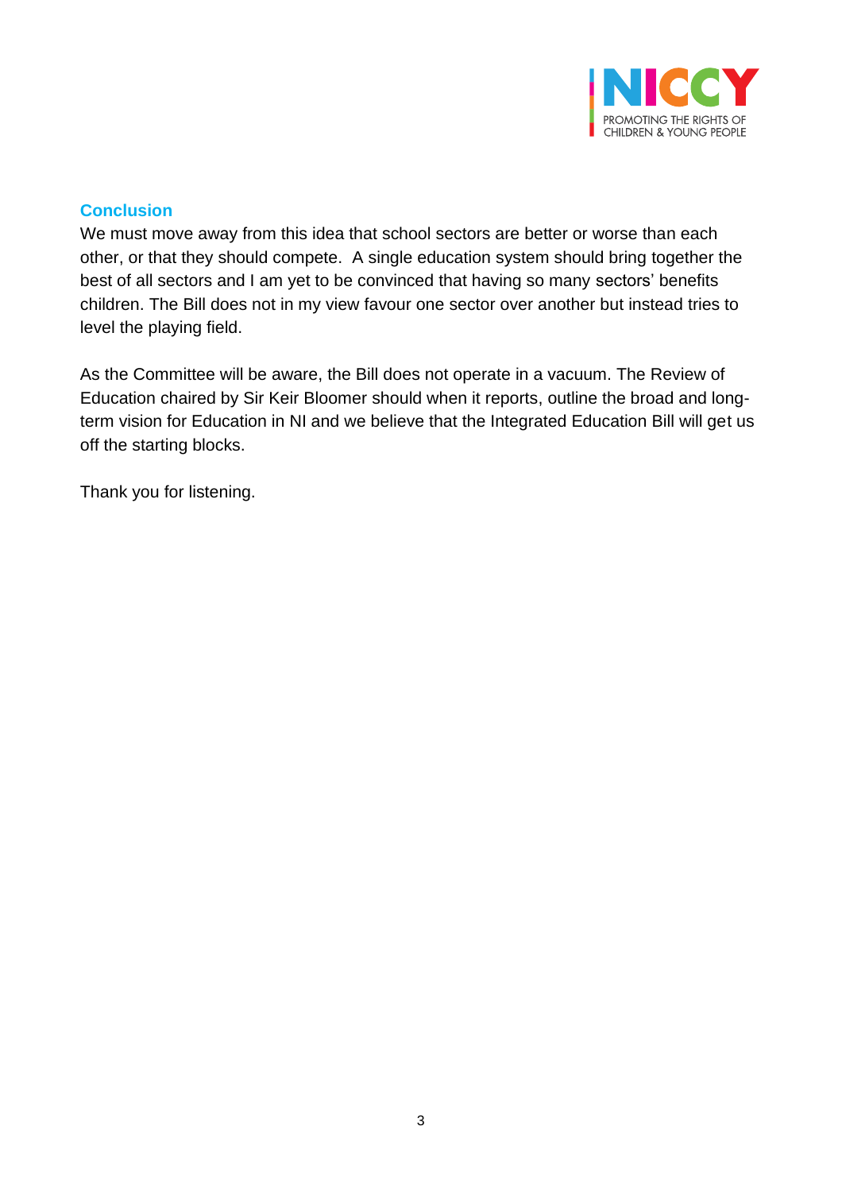## Conclusion

We must move away from this idea that school sectors are better or worse than each other, or that they should compete. A single education system should bring together the best of all sectors and I am yet to be convinced that having so many sectors' benefits children. The Bill does not in my view favour one sector over another but instead tries to level the playing field.

As the Committee will be aware, the Bill does not operate in a vacuum. The Review of Education chaired by Sir Keir Bloomer should when it reports, outline the broad and long-term vision for Education in NI and we believe that the Integrated Education Bill will get us off the starting blocks.

Thank you for listening.